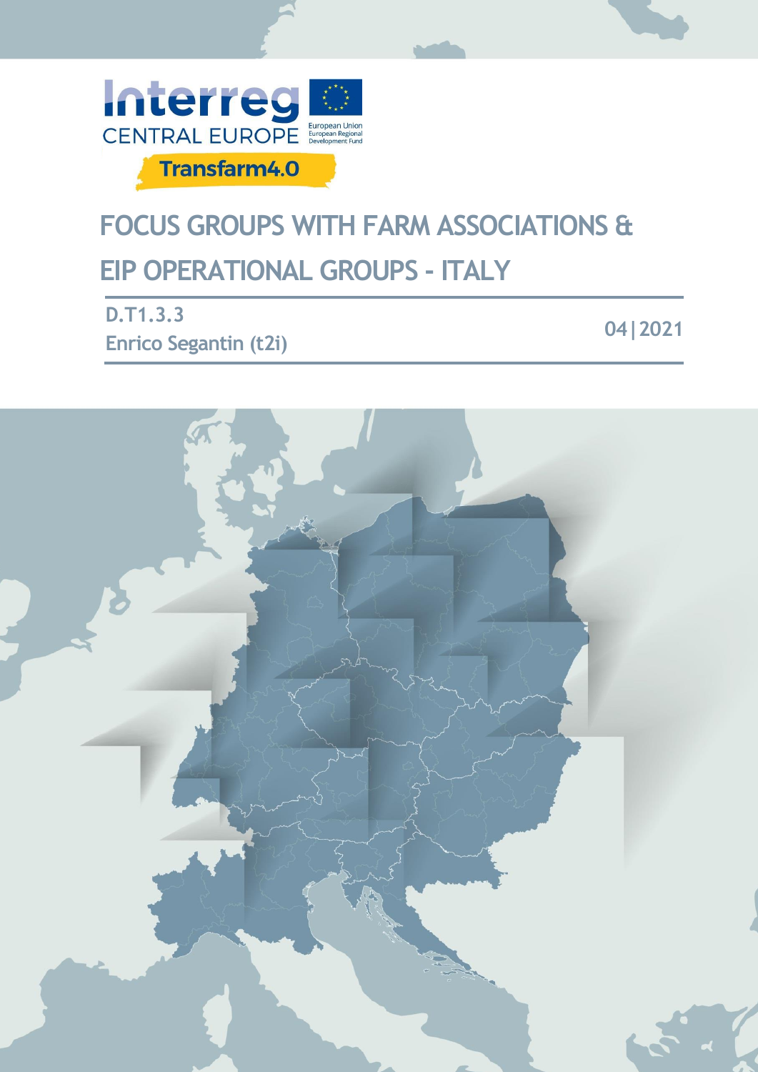Interreg CENTRAL EUROPE

European Union
European Regional Development Fund

Transfarm4.0

# FOCUS GROUPS WITH FARM ASSOCIATIONS & EIP OPERATIONAL GROUPS - ITALY

**D.T1.3.3**

**Enrico Segantin (t2i)**

**04|2021**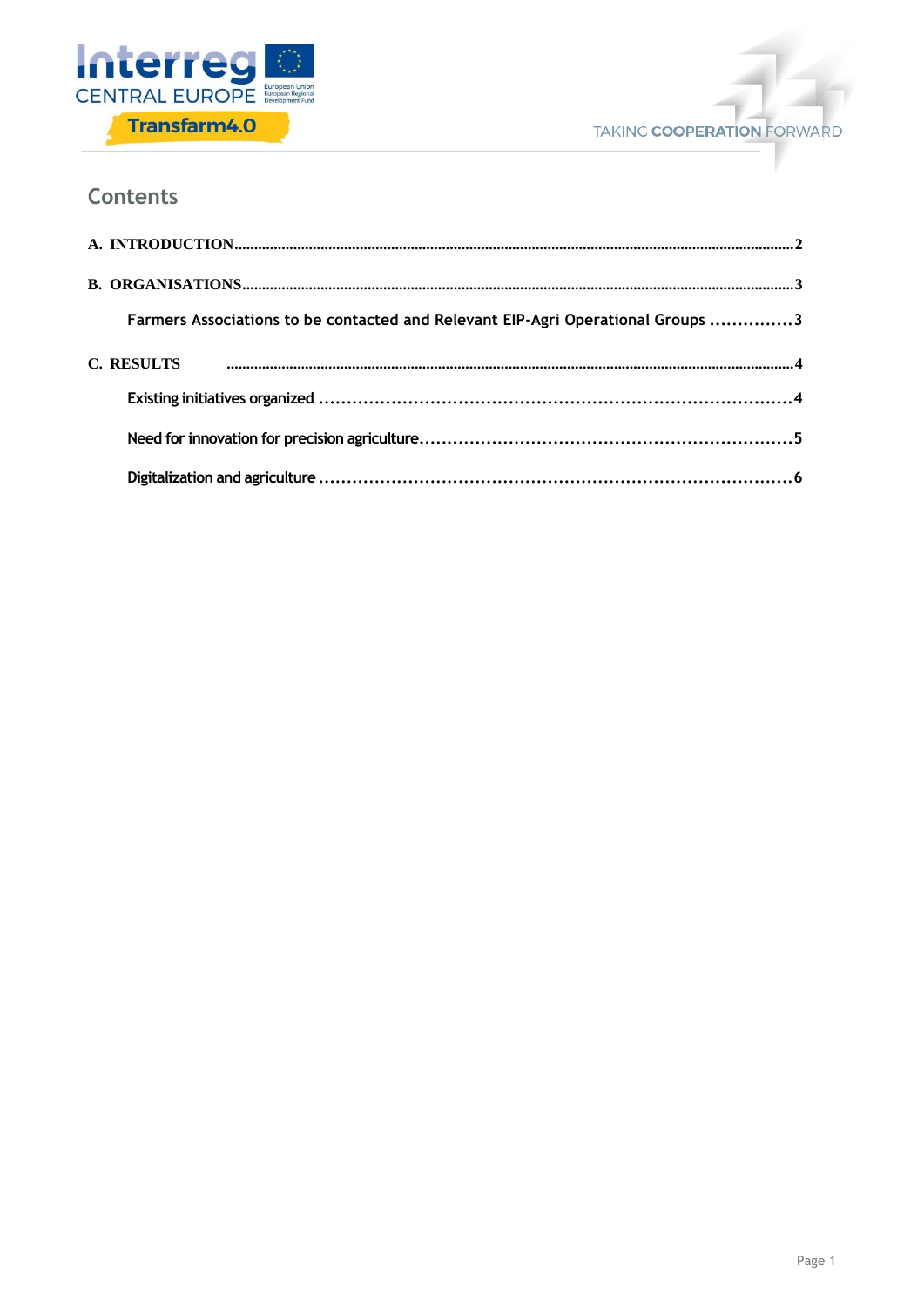# Contents

A. INTRODUCTION.....2

B. ORGANISATIONS.....3

- Farmers Associations to be contacted and Relevant EIP-Agri Operational Groups .....3

C. RESULTS .....4

- Existing initiatives organized .....4
- Need for innovation for precision agriculture.....5
- Digitalization and agriculture .....6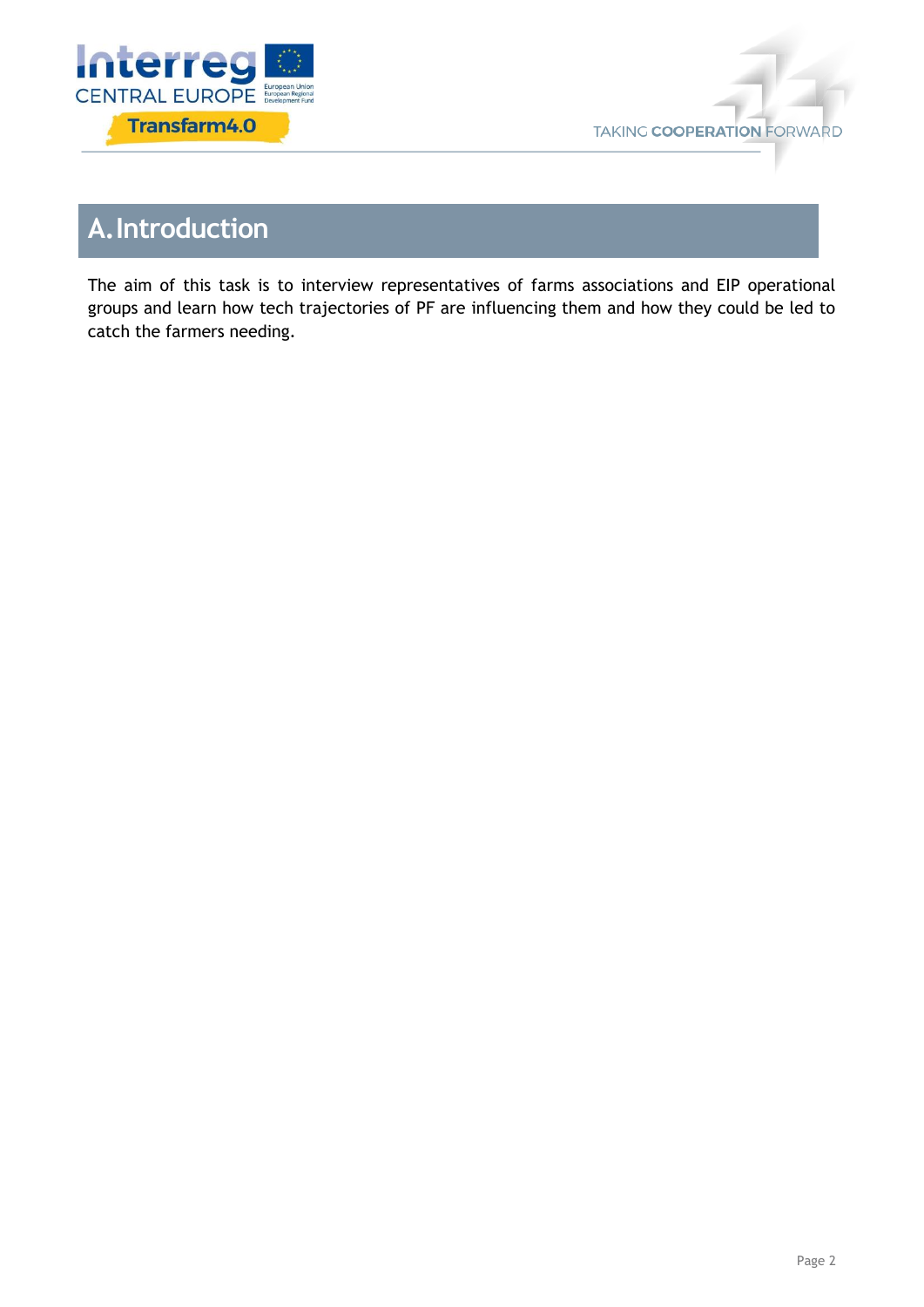# A. Introduction

The aim of this task is to interview representatives of farms associations and EIP operational groups and learn how tech trajectories of PF are influencing them and how they could be led to catch the farmers needing.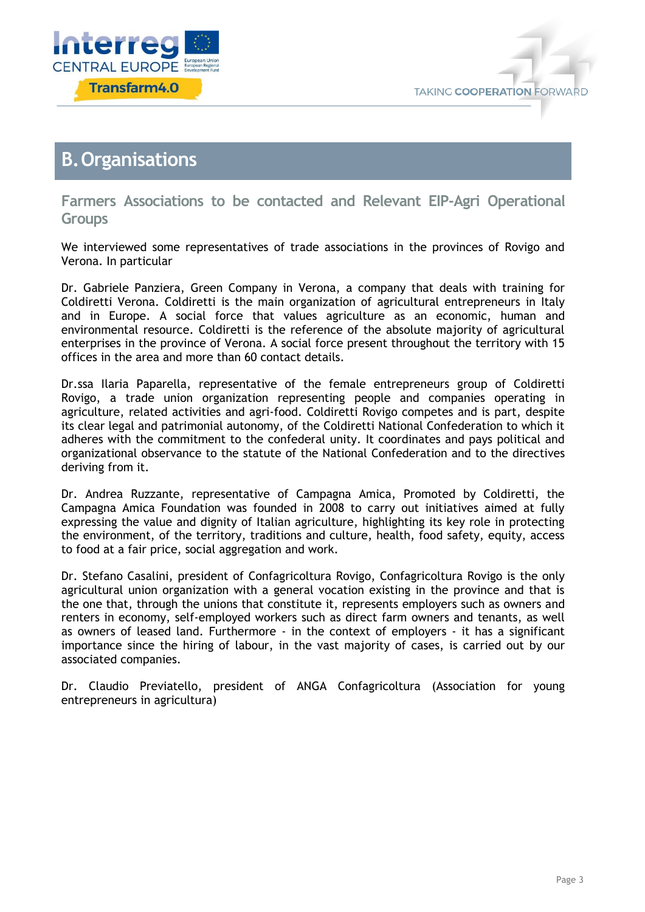# B. Organisations

## Farmers Associations to be contacted and Relevant EIP-Agri Operational Groups

We interviewed some representatives of trade associations in the provinces of Rovigo and Verona. In particular

Dr. Gabriele Panziera, Green Company in Verona, a company that deals with training for Coldiretti Verona. Coldiretti is the main organization of agricultural entrepreneurs in Italy and in Europe. A social force that values agriculture as an economic, human and environmental resource. Coldiretti is the reference of the absolute majority of agricultural enterprises in the province of Verona. A social force present throughout the territory with 15 offices in the area and more than 60 contact details.

Dr.ssa Ilaria Paparella, representative of the female entrepreneurs group of Coldiretti Rovigo, a trade union organization representing people and companies operating in agriculture, related activities and agri-food. Coldiretti Rovigo competes and is part, despite its clear legal and patrimonial autonomy, of the Coldiretti National Confederation to which it adheres with the commitment to the confederal unity. It coordinates and pays political and organizational observance to the statute of the National Confederation and to the directives deriving from it.

Dr. Andrea Ruzzante, representative of Campagna Amica, Promoted by Coldiretti, the Campagna Amica Foundation was founded in 2008 to carry out initiatives aimed at fully expressing the value and dignity of Italian agriculture, highlighting its key role in protecting the environment, of the territory, traditions and culture, health, food safety, equity, access to food at a fair price, social aggregation and work.

Dr. Stefano Casalini, president of Confagricoltura Rovigo, Confagricoltura Rovigo is the only agricultural union organization with a general vocation existing in the province and that is the one that, through the unions that constitute it, represents employers such as owners and renters in economy, self-employed workers such as direct farm owners and tenants, as well as owners of leased land. Furthermore - in the context of employers - it has a significant importance since the hiring of labour, in the vast majority of cases, is carried out by our associated companies.

Dr. Claudio Previatello, president of ANGA Confagricoltura (Association for young entrepreneurs in agricultura)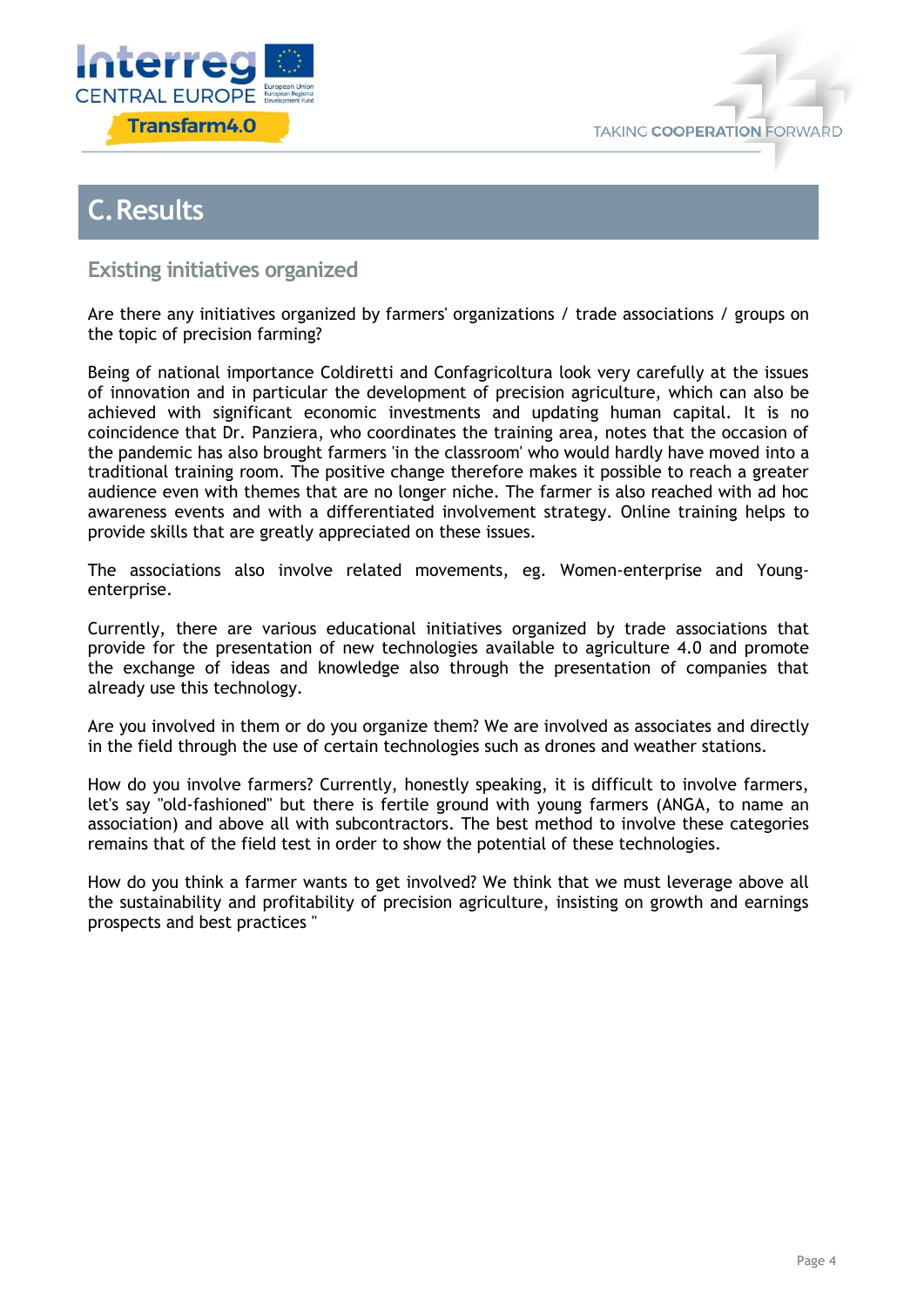# C. Results

## Existing initiatives organized

Are there any initiatives organized by farmers' organizations / trade associations / groups on the topic of precision farming?

Being of national importance Coldiretti and Confagricoltura look very carefully at the issues of innovation and in particular the development of precision agriculture, which can also be achieved with significant economic investments and updating human capital. It is no coincidence that Dr. Panziera, who coordinates the training area, notes that the occasion of the pandemic has also brought farmers 'in the classroom' who would hardly have moved into a traditional training room. The positive change therefore makes it possible to reach a greater audience even with themes that are no longer niche. The farmer is also reached with ad hoc awareness events and with a differentiated involvement strategy. Online training helps to provide skills that are greatly appreciated on these issues.

The associations also involve related movements, eg. Women-enterprise and Young-enterprise.

Currently, there are various educational initiatives organized by trade associations that provide for the presentation of new technologies available to agriculture 4.0 and promote the exchange of ideas and knowledge also through the presentation of companies that already use this technology.

Are you involved in them or do you organize them? We are involved as associates and directly in the field through the use of certain technologies such as drones and weather stations.

How do you involve farmers? Currently, honestly speaking, it is difficult to involve farmers, let's say "old-fashioned" but there is fertile ground with young farmers (ANGA, to name an association) and above all with subcontractors. The best method to involve these categories remains that of the field test in order to show the potential of these technologies.

How do you think a farmer wants to get involved? We think that we must leverage above all the sustainability and profitability of precision agriculture, insisting on growth and earnings prospects and best practices "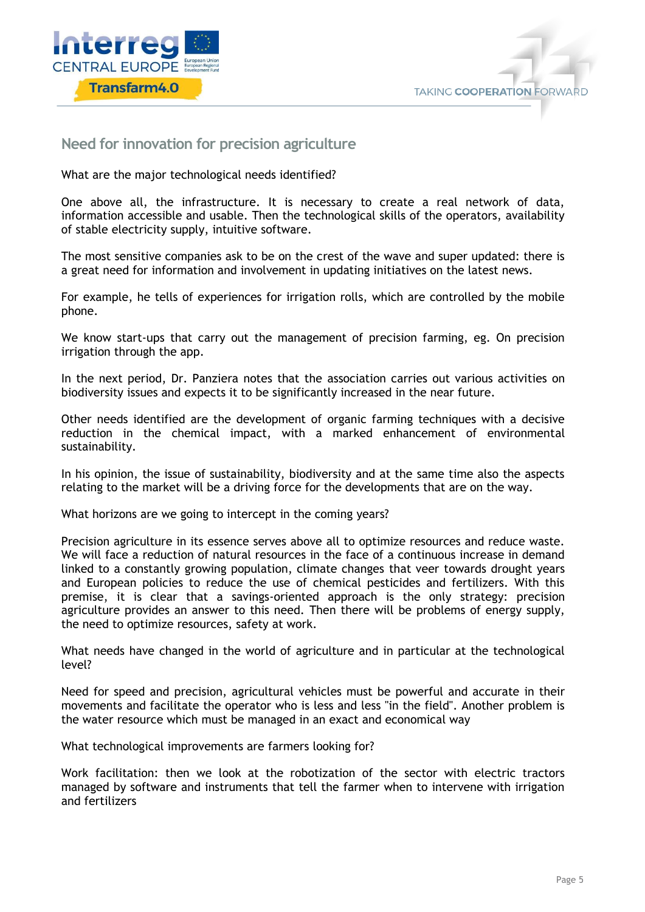## Need for innovation for precision agriculture

What are the major technological needs identified?

One above all, the infrastructure. It is necessary to create a real network of data, information accessible and usable. Then the technological skills of the operators, availability of stable electricity supply, intuitive software.

The most sensitive companies ask to be on the crest of the wave and super updated: there is a great need for information and involvement in updating initiatives on the latest news.

For example, he tells of experiences for irrigation rolls, which are controlled by the mobile phone.

We know start-ups that carry out the management of precision farming, eg. On precision irrigation through the app.

In the next period, Dr. Panziera notes that the association carries out various activities on biodiversity issues and expects it to be significantly increased in the near future.

Other needs identified are the development of organic farming techniques with a decisive reduction in the chemical impact, with a marked enhancement of environmental sustainability.

In his opinion, the issue of sustainability, biodiversity and at the same time also the aspects relating to the market will be a driving force for the developments that are on the way.

What horizons are we going to intercept in the coming years?

Precision agriculture in its essence serves above all to optimize resources and reduce waste. We will face a reduction of natural resources in the face of a continuous increase in demand linked to a constantly growing population, climate changes that veer towards drought years and European policies to reduce the use of chemical pesticides and fertilizers. With this premise, it is clear that a savings-oriented approach is the only strategy: precision agriculture provides an answer to this need. Then there will be problems of energy supply, the need to optimize resources, safety at work.

What needs have changed in the world of agriculture and in particular at the technological level?

Need for speed and precision, agricultural vehicles must be powerful and accurate in their movements and facilitate the operator who is less and less "in the field". Another problem is the water resource which must be managed in an exact and economical way

What technological improvements are farmers looking for?

Work facilitation: then we look at the robotization of the sector with electric tractors managed by software and instruments that tell the farmer when to intervene with irrigation and fertilizers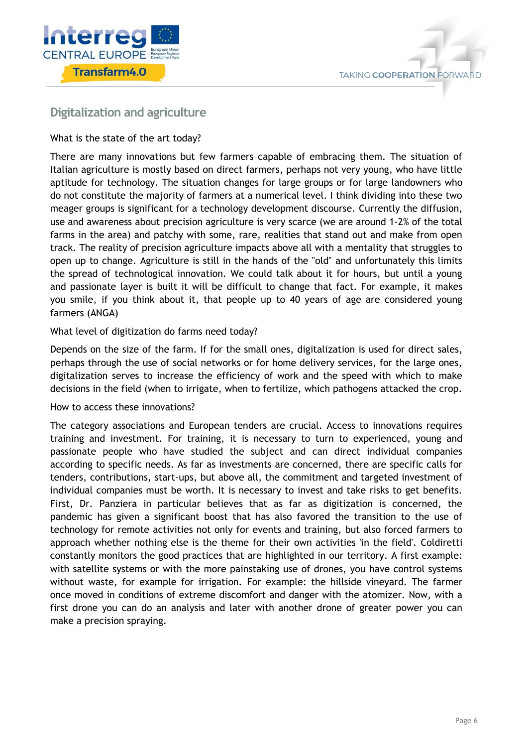## Digitalization and agriculture

What is the state of the art today?

There are many innovations but few farmers capable of embracing them. The situation of Italian agriculture is mostly based on direct farmers, perhaps not very young, who have little aptitude for technology. The situation changes for large groups or for large landowners who do not constitute the majority of farmers at a numerical level. I think dividing into these two meager groups is significant for a technology development discourse. Currently the diffusion, use and awareness about precision agriculture is very scarce (we are around 1-2% of the total farms in the area) and patchy with some, rare, realities that stand out and make from open track. The reality of precision agriculture impacts above all with a mentality that struggles to open up to change. Agriculture is still in the hands of the "old" and unfortunately this limits the spread of technological innovation. We could talk about it for hours, but until a young and passionate layer is built it will be difficult to change that fact. For example, it makes you smile, if you think about it, that people up to 40 years of age are considered young farmers (ANGA)

What level of digitization do farms need today?

Depends on the size of the farm. If for the small ones, digitalization is used for direct sales, perhaps through the use of social networks or for home delivery services, for the large ones, digitalization serves to increase the efficiency of work and the speed with which to make decisions in the field (when to irrigate, when to fertilize, which pathogens attacked the crop.

How to access these innovations?

The category associations and European tenders are crucial. Access to innovations requires training and investment. For training, it is necessary to turn to experienced, young and passionate people who have studied the subject and can direct individual companies according to specific needs. As far as investments are concerned, there are specific calls for tenders, contributions, start-ups, but above all, the commitment and targeted investment of individual companies must be worth. It is necessary to invest and take risks to get benefits. First, Dr. Panziera in particular believes that as far as digitization is concerned, the pandemic has given a significant boost that has also favored the transition to the use of technology for remote activities not only for events and training, but also forced farmers to approach whether nothing else is the theme for their own activities 'in the field'. Coldiretti constantly monitors the good practices that are highlighted in our territory. A first example: with satellite systems or with the more painstaking use of drones, you have control systems without waste, for example for irrigation. For example: the hillside vineyard. The farmer once moved in conditions of extreme discomfort and danger with the atomizer. Now, with a first drone you can do an analysis and later with another drone of greater power you can make a precision spraying.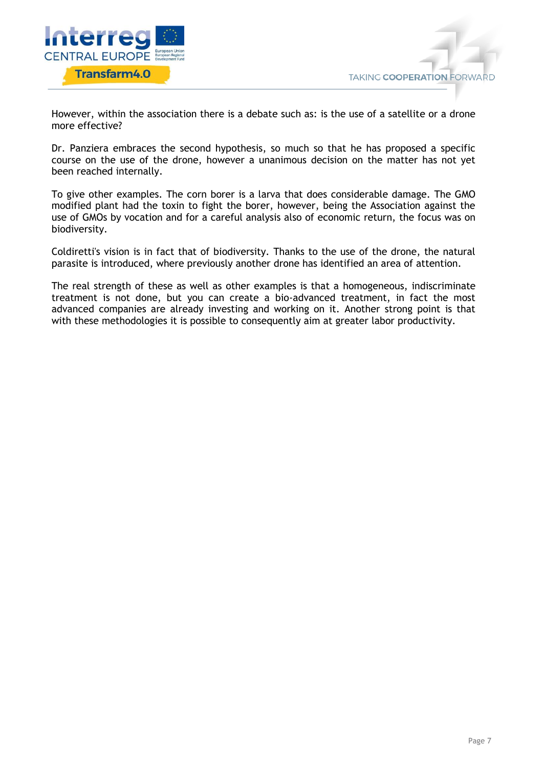However, within the association there is a debate such as: is the use of a satellite or a drone more effective?

Dr. Panziera embraces the second hypothesis, so much so that he has proposed a specific course on the use of the drone, however a unanimous decision on the matter has not yet been reached internally.

To give other examples. The corn borer is a larva that does considerable damage. The GMO modified plant had the toxin to fight the borer, however, being the Association against the use of GMOs by vocation and for a careful analysis also of economic return, the focus was on biodiversity.

Coldiretti's vision is in fact that of biodiversity. Thanks to the use of the drone, the natural parasite is introduced, where previously another drone has identified an area of attention.

The real strength of these as well as other examples is that a homogeneous, indiscriminate treatment is not done, but you can create a bio-advanced treatment, in fact the most advanced companies are already investing and working on it. Another strong point is that with these methodologies it is possible to consequently aim at greater labor productivity.